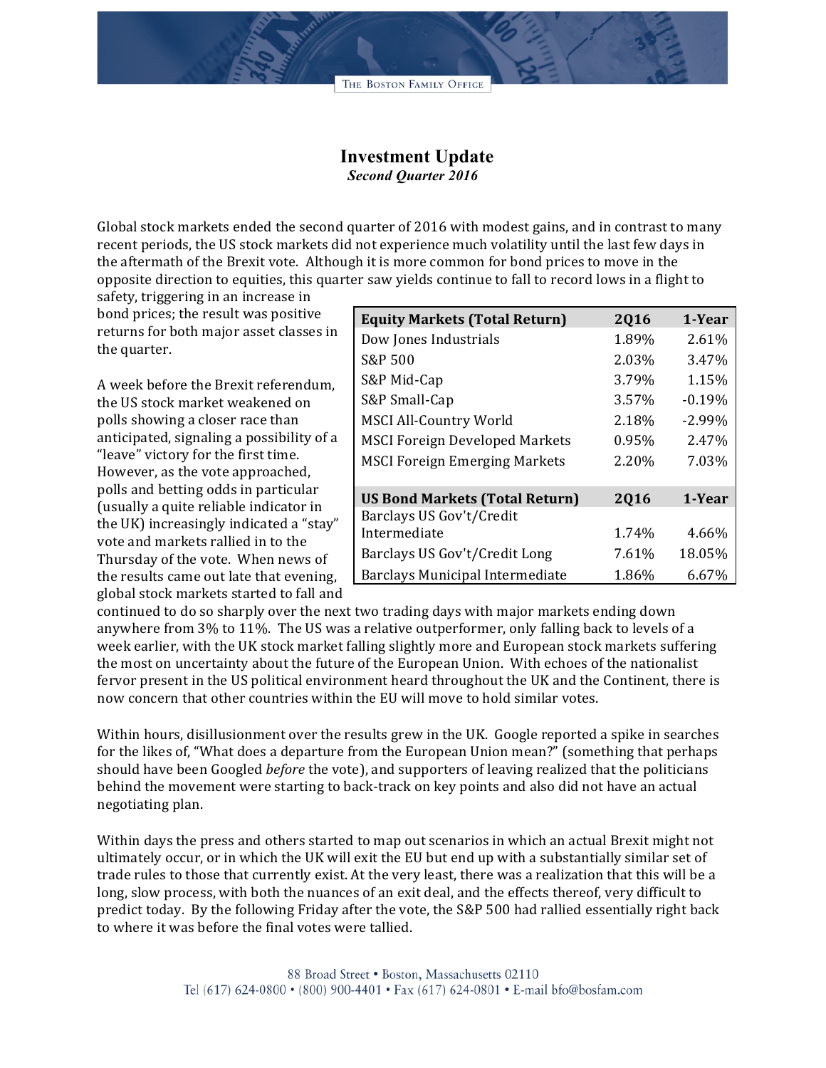THE BOSTON FAMILY OFFICE

# Investment Update

***Second Quarter 2016***

Global stock markets ended the second quarter of 2016 with modest gains, and in contrast to many recent periods, the US stock markets did not experience much volatility until the last few days in the aftermath of the Brexit vote. Although it is more common for bond prices to move in the opposite direction to equities, this quarter saw yields continue to fall to record lows in a flight to safety, triggering in an increase in bond prices; the result was positive returns for both major asset classes in the quarter.

| Equity Markets (Total Return) | 2Q16 | 1-Year |
|---|---|---|
| Dow Jones Industrials | 1.89% | 2.61% |
| S&P 500 | 2.03% | 3.47% |
| S&P Mid-Cap | 3.79% | 1.15% |
| S&P Small-Cap | 3.57% | -0.19% |
| MSCI All-Country World | 2.18% | -2.99% |
| MSCI Foreign Developed Markets | 0.95% | 2.47% |
| MSCI Foreign Emerging Markets | 2.20% | 7.03% |
| **US Bond Markets (Total Return)** | **2Q16** | **1-Year** |
| Barclays US Gov't/Credit Intermediate | 1.74% | 4.66% |
| Barclays US Gov't/Credit Long | 7.61% | 18.05% |
| Barclays Municipal Intermediate | 1.86% | 6.67% |

A week before the Brexit referendum, the US stock market weakened on polls showing a closer race than anticipated, signaling a possibility of a "leave" victory for the first time. However, as the vote approached, polls and betting odds in particular (usually a quite reliable indicator in the UK) increasingly indicated a "stay" vote and markets rallied in to the Thursday of the vote. When news of the results came out late that evening, global stock markets started to fall and continued to do so sharply over the next two trading days with major markets ending down anywhere from 3% to 11%. The US was a relative outperformer, only falling back to levels of a week earlier, with the UK stock market falling slightly more and European stock markets suffering the most on uncertainty about the future of the European Union. With echoes of the nationalist fervor present in the US political environment heard throughout the UK and the Continent, there is now concern that other countries within the EU will move to hold similar votes.

Within hours, disillusionment over the results grew in the UK. Google reported a spike in searches for the likes of, "What does a departure from the European Union mean?" (something that perhaps should have been Googled *before* the vote), and supporters of leaving realized that the politicians behind the movement were starting to back-track on key points and also did not have an actual negotiating plan.

Within days the press and others started to map out scenarios in which an actual Brexit might not ultimately occur, or in which the UK will exit the EU but end up with a substantially similar set of trade rules to those that currently exist. At the very least, there was a realization that this will be a long, slow process, with both the nuances of an exit deal, and the effects thereof, very difficult to predict today. By the following Friday after the vote, the S&P 500 had rallied essentially right back to where it was before the final votes were tallied.

88 Broad Street • Boston, Massachusetts 02110
Tel (617) 624-0800 • (800) 900-4401 • Fax (617) 624-0801 • E-mail bfo@bosfam.com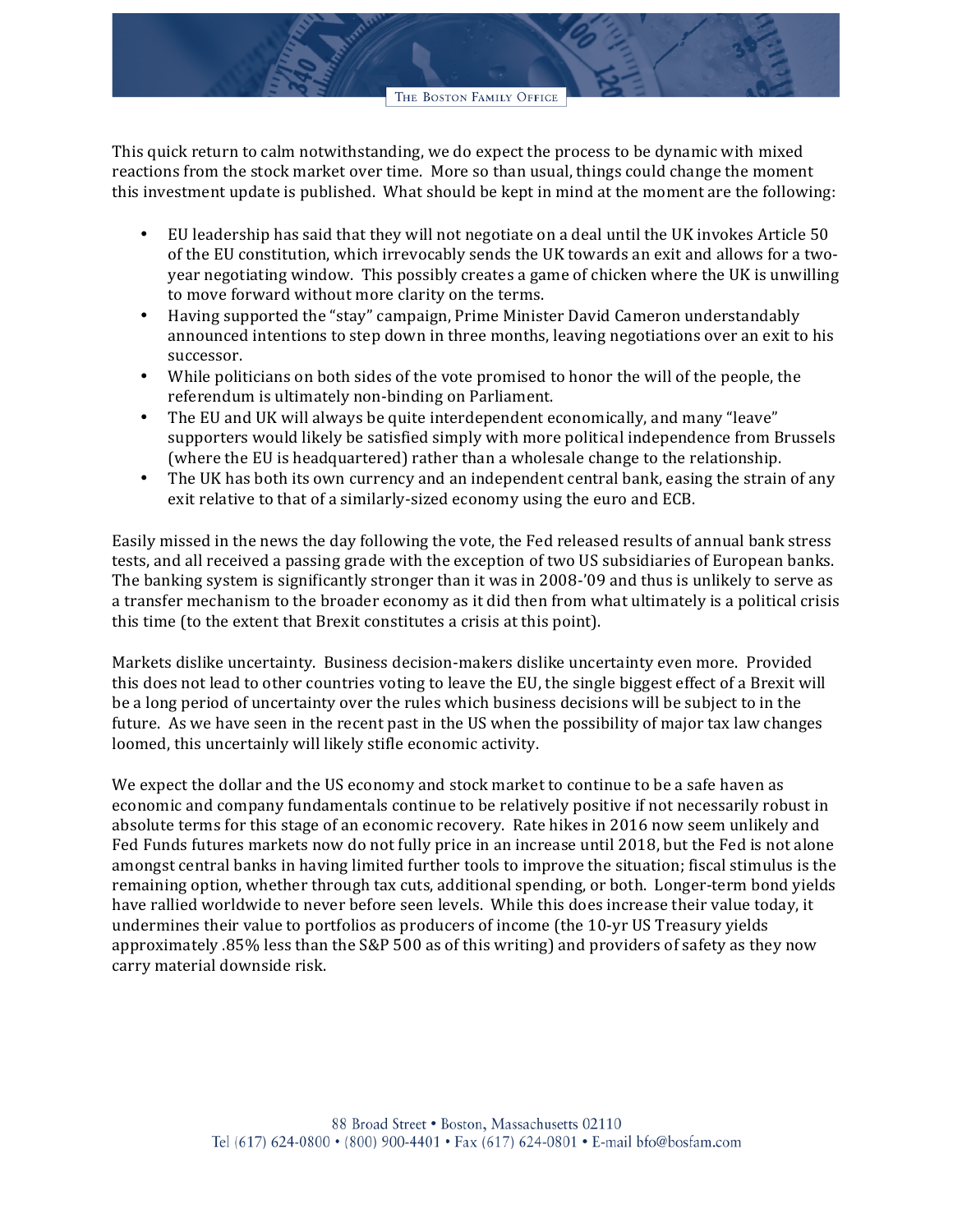This quick return to calm notwithstanding, we do expect the process to be dynamic with mixed reactions from the stock market over time. More so than usual, things could change the moment this investment update is published. What should be kept in mind at the moment are the following:

- EU leadership has said that they will not negotiate on a deal until the UK invokes Article 50 of the EU constitution, which irrevocably sends the UK towards an exit and allows for a two-year negotiating window. This possibly creates a game of chicken where the UK is unwilling to move forward without more clarity on the terms.
- Having supported the "stay" campaign, Prime Minister David Cameron understandably announced intentions to step down in three months, leaving negotiations over an exit to his successor.
- While politicians on both sides of the vote promised to honor the will of the people, the referendum is ultimately non-binding on Parliament.
- The EU and UK will always be quite interdependent economically, and many "leave" supporters would likely be satisfied simply with more political independence from Brussels (where the EU is headquartered) rather than a wholesale change to the relationship.
- The UK has both its own currency and an independent central bank, easing the strain of any exit relative to that of a similarly-sized economy using the euro and ECB.

Easily missed in the news the day following the vote, the Fed released results of annual bank stress tests, and all received a passing grade with the exception of two US subsidiaries of European banks. The banking system is significantly stronger than it was in 2008-'09 and thus is unlikely to serve as a transfer mechanism to the broader economy as it did then from what ultimately is a political crisis this time (to the extent that Brexit constitutes a crisis at this point).

Markets dislike uncertainty. Business decision-makers dislike uncertainty even more. Provided this does not lead to other countries voting to leave the EU, the single biggest effect of a Brexit will be a long period of uncertainty over the rules which business decisions will be subject to in the future. As we have seen in the recent past in the US when the possibility of major tax law changes loomed, this uncertainly will likely stifle economic activity.

We expect the dollar and the US economy and stock market to continue to be a safe haven as economic and company fundamentals continue to be relatively positive if not necessarily robust in absolute terms for this stage of an economic recovery. Rate hikes in 2016 now seem unlikely and Fed Funds futures markets now do not fully price in an increase until 2018, but the Fed is not alone amongst central banks in having limited further tools to improve the situation; fiscal stimulus is the remaining option, whether through tax cuts, additional spending, or both. Longer-term bond yields have rallied worldwide to never before seen levels. While this does increase their value today, it undermines their value to portfolios as producers of income (the 10-yr US Treasury yields approximately .85% less than the S&P 500 as of this writing) and providers of safety as they now carry material downside risk.